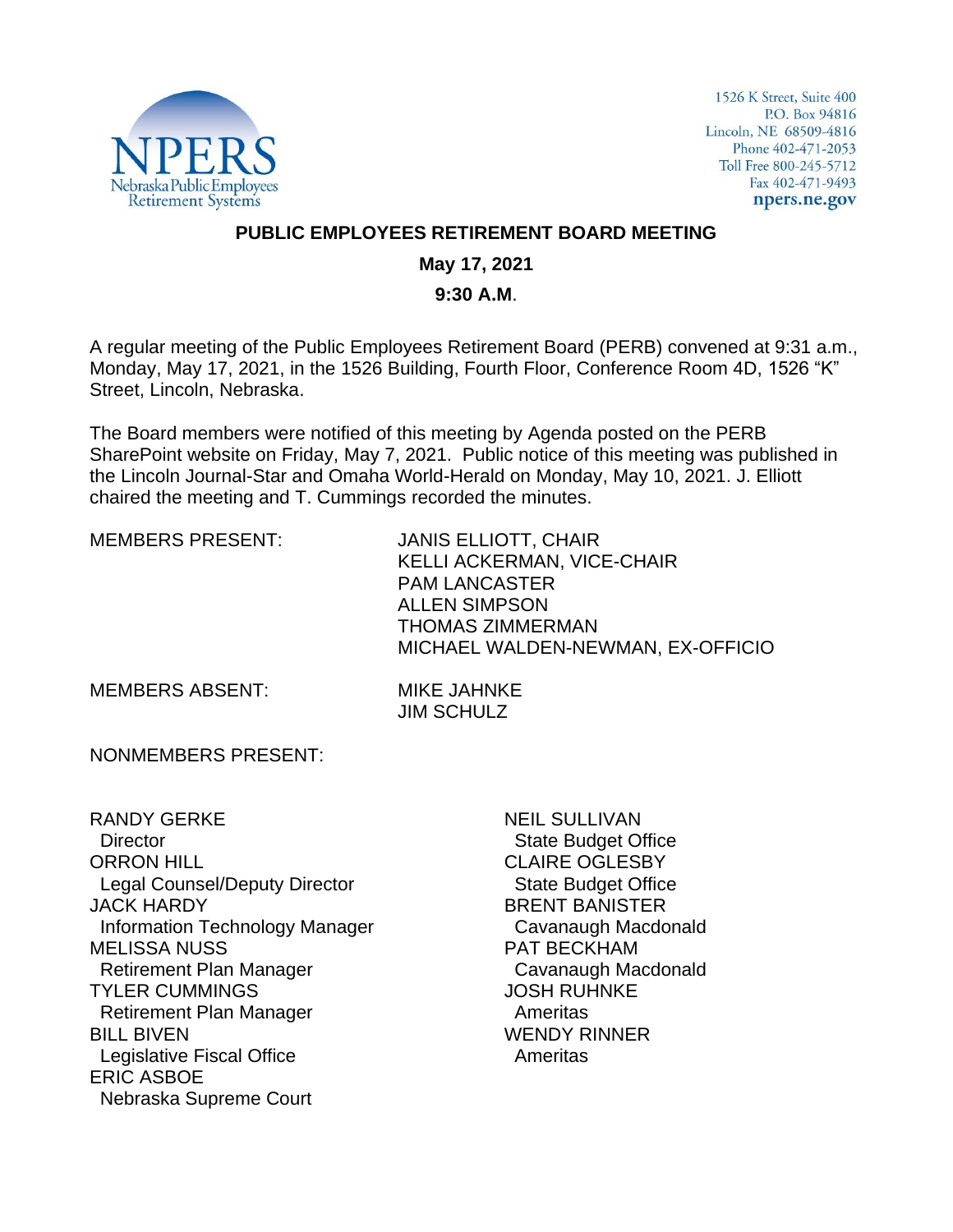NPERS
Nebraska Public Employees
Retirement Systems

1526 K Street, Suite 400
P.O. Box 94816
Lincoln, NE 68509-4816
Phone 402-471-2053
Toll Free 800-245-5712
Fax 402-471-9493
**npers.ne.gov**

# PUBLIC EMPLOYEES RETIREMENT BOARD MEETING

**May 17, 2021**

**9:30 A.M**.

A regular meeting of the Public Employees Retirement Board (PERB) convened at 9:31 a.m., Monday, May 17, 2021, in the 1526 Building, Fourth Floor, Conference Room 4D, 1526 "K" Street, Lincoln, Nebraska.

The Board members were notified of this meeting by Agenda posted on the PERB SharePoint website on Friday, May 7, 2021. Public notice of this meeting was published in the Lincoln Journal-Star and Omaha World-Herald on Monday, May 10, 2021. J. Elliott chaired the meeting and T. Cummings recorded the minutes.

MEMBERS PRESENT:

JANIS ELLIOTT, CHAIR
KELLI ACKERMAN, VICE-CHAIR
PAM LANCASTER
ALLEN SIMPSON
THOMAS ZIMMERMAN
MICHAEL WALDEN-NEWMAN, EX-OFFICIO

MEMBERS ABSENT:

MIKE JAHNKE
JIM SCHULZ

NONMEMBERS PRESENT:

RANDY GERKE
  Director
ORRON HILL
  Legal Counsel/Deputy Director
JACK HARDY
  Information Technology Manager
MELISSA NUSS
  Retirement Plan Manager
TYLER CUMMINGS
  Retirement Plan Manager
BILL BIVEN
  Legislative Fiscal Office
ERIC ASBOE
  Nebraska Supreme Court
NEIL SULLIVAN
  State Budget Office
CLAIRE OGLESBY
  State Budget Office
BRENT BANISTER
  Cavanaugh Macdonald
PAT BECKHAM
  Cavanaugh Macdonald
JOSH RUHNKE
  Ameritas
WENDY RINNER
  Ameritas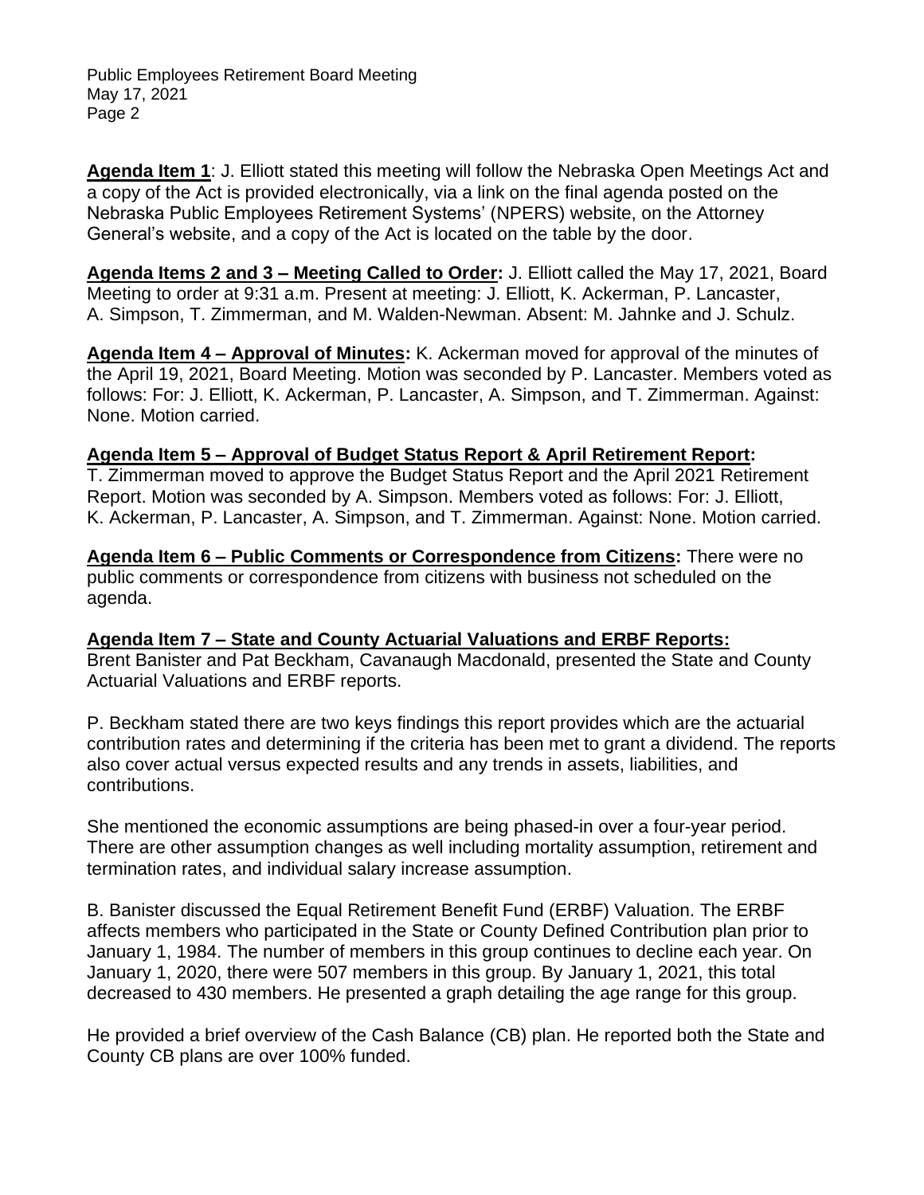**Agenda Item 1**: J. Elliott stated this meeting will follow the Nebraska Open Meetings Act and a copy of the Act is provided electronically, via a link on the final agenda posted on the Nebraska Public Employees Retirement Systems' (NPERS) website, on the Attorney General's website, and a copy of the Act is located on the table by the door.

**Agenda Items 2 and 3 – Meeting Called to Order:** J. Elliott called the May 17, 2021, Board Meeting to order at 9:31 a.m. Present at meeting: J. Elliott, K. Ackerman, P. Lancaster, A. Simpson, T. Zimmerman, and M. Walden-Newman. Absent: M. Jahnke and J. Schulz.

**Agenda Item 4 – Approval of Minutes:** K. Ackerman moved for approval of the minutes of the April 19, 2021, Board Meeting. Motion was seconded by P. Lancaster. Members voted as follows: For: J. Elliott, K. Ackerman, P. Lancaster, A. Simpson, and T. Zimmerman. Against: None. Motion carried.

**Agenda Item 5 – Approval of Budget Status Report & April Retirement Report:** T. Zimmerman moved to approve the Budget Status Report and the April 2021 Retirement Report. Motion was seconded by A. Simpson. Members voted as follows: For: J. Elliott, K. Ackerman, P. Lancaster, A. Simpson, and T. Zimmerman. Against: None. Motion carried.

**Agenda Item 6 – Public Comments or Correspondence from Citizens:** There were no public comments or correspondence from citizens with business not scheduled on the agenda.

**Agenda Item 7 – State and County Actuarial Valuations and ERBF Reports:** Brent Banister and Pat Beckham, Cavanaugh Macdonald, presented the State and County Actuarial Valuations and ERBF reports.

P. Beckham stated there are two keys findings this report provides which are the actuarial contribution rates and determining if the criteria has been met to grant a dividend. The reports also cover actual versus expected results and any trends in assets, liabilities, and contributions.

She mentioned the economic assumptions are being phased-in over a four-year period. There are other assumption changes as well including mortality assumption, retirement and termination rates, and individual salary increase assumption.

B. Banister discussed the Equal Retirement Benefit Fund (ERBF) Valuation. The ERBF affects members who participated in the State or County Defined Contribution plan prior to January 1, 1984. The number of members in this group continues to decline each year. On January 1, 2020, there were 507 members in this group. By January 1, 2021, this total decreased to 430 members. He presented a graph detailing the age range for this group.

He provided a brief overview of the Cash Balance (CB) plan. He reported both the State and County CB plans are over 100% funded.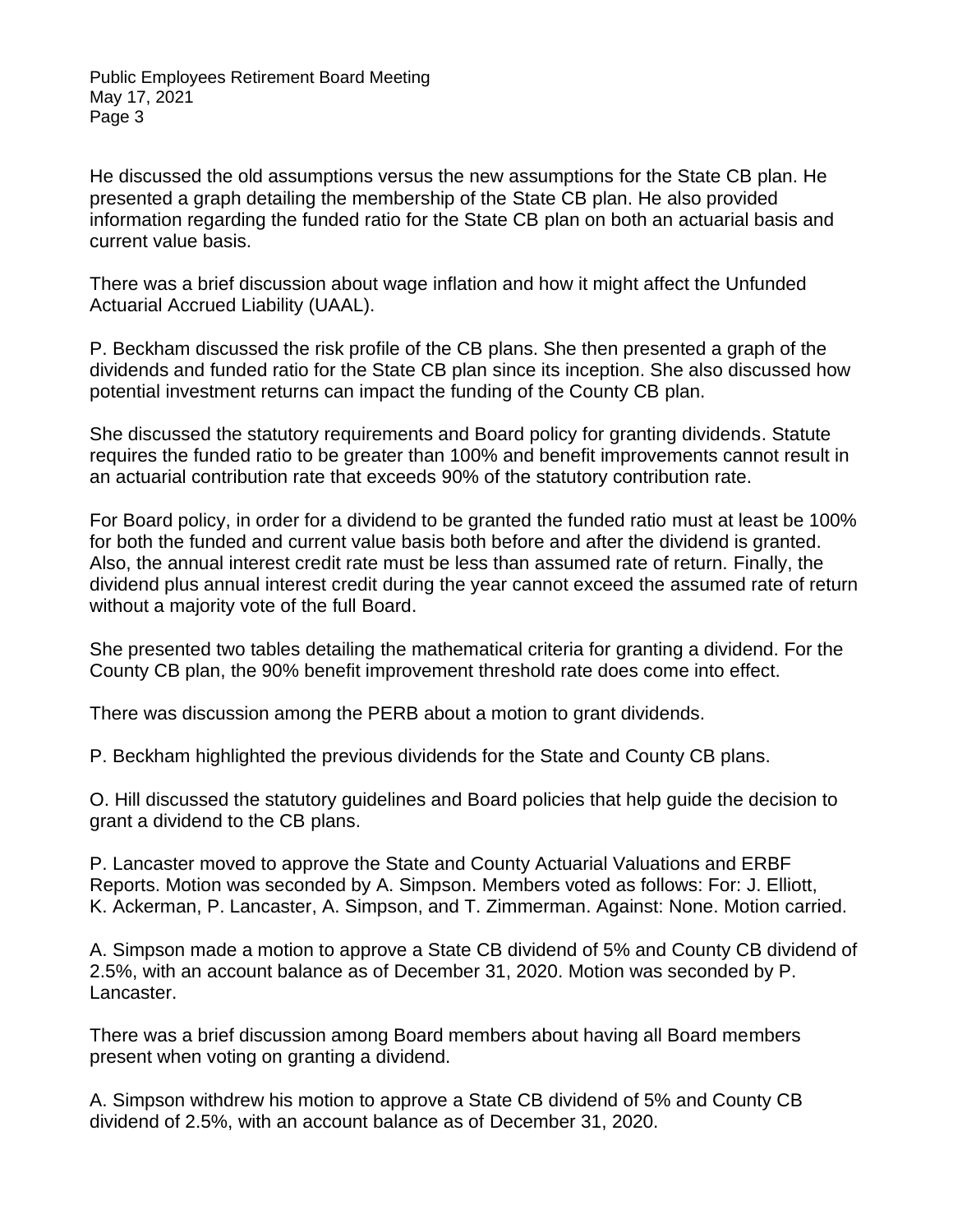He discussed the old assumptions versus the new assumptions for the State CB plan. He presented a graph detailing the membership of the State CB plan. He also provided information regarding the funded ratio for the State CB plan on both an actuarial basis and current value basis.

There was a brief discussion about wage inflation and how it might affect the Unfunded Actuarial Accrued Liability (UAAL).

P. Beckham discussed the risk profile of the CB plans. She then presented a graph of the dividends and funded ratio for the State CB plan since its inception. She also discussed how potential investment returns can impact the funding of the County CB plan.

She discussed the statutory requirements and Board policy for granting dividends. Statute requires the funded ratio to be greater than 100% and benefit improvements cannot result in an actuarial contribution rate that exceeds 90% of the statutory contribution rate.

For Board policy, in order for a dividend to be granted the funded ratio must at least be 100% for both the funded and current value basis both before and after the dividend is granted. Also, the annual interest credit rate must be less than assumed rate of return. Finally, the dividend plus annual interest credit during the year cannot exceed the assumed rate of return without a majority vote of the full Board.

She presented two tables detailing the mathematical criteria for granting a dividend. For the County CB plan, the 90% benefit improvement threshold rate does come into effect.

There was discussion among the PERB about a motion to grant dividends.

P. Beckham highlighted the previous dividends for the State and County CB plans.

O. Hill discussed the statutory guidelines and Board policies that help guide the decision to grant a dividend to the CB plans.

P. Lancaster moved to approve the State and County Actuarial Valuations and ERBF Reports. Motion was seconded by A. Simpson. Members voted as follows: For: J. Elliott, K. Ackerman, P. Lancaster, A. Simpson, and T. Zimmerman. Against: None. Motion carried.

A. Simpson made a motion to approve a State CB dividend of 5% and County CB dividend of 2.5%, with an account balance as of December 31, 2020. Motion was seconded by P. Lancaster.

There was a brief discussion among Board members about having all Board members present when voting on granting a dividend.

A. Simpson withdrew his motion to approve a State CB dividend of 5% and County CB dividend of 2.5%, with an account balance as of December 31, 2020.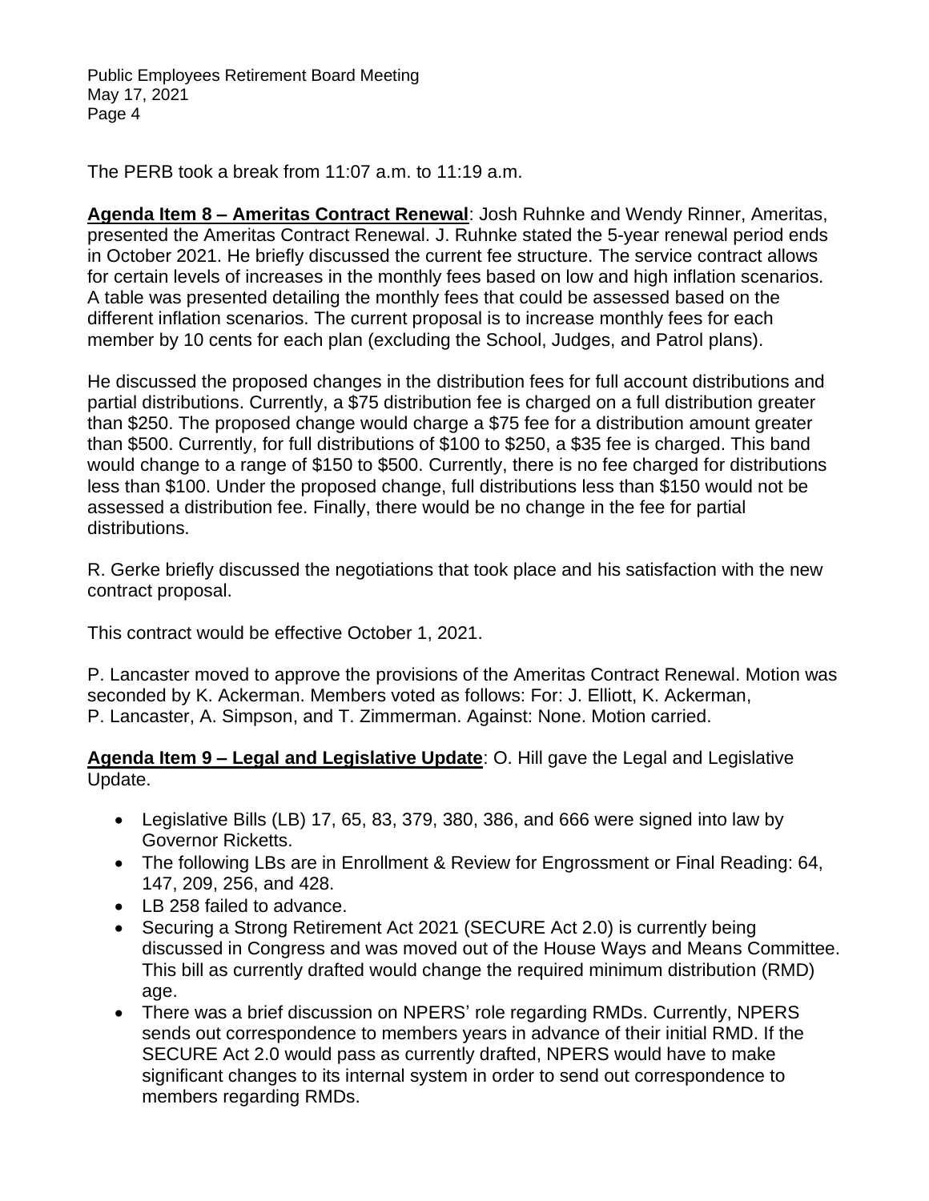The PERB took a break from 11:07 a.m. to 11:19 a.m.

**Agenda Item 8 – Ameritas Contract Renewal**: Josh Ruhnke and Wendy Rinner, Ameritas, presented the Ameritas Contract Renewal. J. Ruhnke stated the 5-year renewal period ends in October 2021. He briefly discussed the current fee structure. The service contract allows for certain levels of increases in the monthly fees based on low and high inflation scenarios. A table was presented detailing the monthly fees that could be assessed based on the different inflation scenarios. The current proposal is to increase monthly fees for each member by 10 cents for each plan (excluding the School, Judges, and Patrol plans).

He discussed the proposed changes in the distribution fees for full account distributions and partial distributions. Currently, a $75 distribution fee is charged on a full distribution greater than $250. The proposed change would charge a $75 fee for a distribution amount greater than $500. Currently, for full distributions of $100 to $250, a $35 fee is charged. This band would change to a range of $150 to $500. Currently, there is no fee charged for distributions less than $100. Under the proposed change, full distributions less than $150 would not be assessed a distribution fee. Finally, there would be no change in the fee for partial distributions.

R. Gerke briefly discussed the negotiations that took place and his satisfaction with the new contract proposal.

This contract would be effective October 1, 2021.

P. Lancaster moved to approve the provisions of the Ameritas Contract Renewal. Motion was seconded by K. Ackerman. Members voted as follows: For: J. Elliott, K. Ackerman, P. Lancaster, A. Simpson, and T. Zimmerman. Against: None. Motion carried.

**Agenda Item 9 – Legal and Legislative Update**: O. Hill gave the Legal and Legislative Update.

- Legislative Bills (LB) 17, 65, 83, 379, 380, 386, and 666 were signed into law by Governor Ricketts.
- The following LBs are in Enrollment & Review for Engrossment or Final Reading: 64, 147, 209, 256, and 428.
- LB 258 failed to advance.
- Securing a Strong Retirement Act 2021 (SECURE Act 2.0) is currently being discussed in Congress and was moved out of the House Ways and Means Committee. This bill as currently drafted would change the required minimum distribution (RMD) age.
- There was a brief discussion on NPERS' role regarding RMDs. Currently, NPERS sends out correspondence to members years in advance of their initial RMD. If the SECURE Act 2.0 would pass as currently drafted, NPERS would have to make significant changes to its internal system in order to send out correspondence to members regarding RMDs.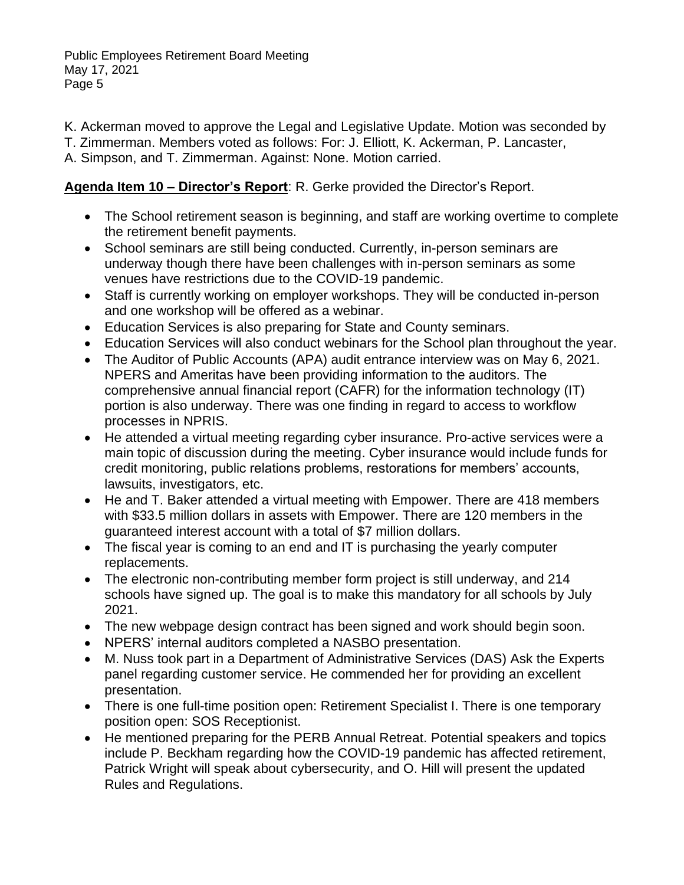K. Ackerman moved to approve the Legal and Legislative Update. Motion was seconded by T. Zimmerman. Members voted as follows: For: J. Elliott, K. Ackerman, P. Lancaster, A. Simpson, and T. Zimmerman. Against: None. Motion carried.

**Agenda Item 10 – Director's Report**: R. Gerke provided the Director's Report.

- The School retirement season is beginning, and staff are working overtime to complete the retirement benefit payments.
- School seminars are still being conducted. Currently, in-person seminars are underway though there have been challenges with in-person seminars as some venues have restrictions due to the COVID-19 pandemic.
- Staff is currently working on employer workshops. They will be conducted in-person and one workshop will be offered as a webinar.
- Education Services is also preparing for State and County seminars.
- Education Services will also conduct webinars for the School plan throughout the year.
- The Auditor of Public Accounts (APA) audit entrance interview was on May 6, 2021. NPERS and Ameritas have been providing information to the auditors. The comprehensive annual financial report (CAFR) for the information technology (IT) portion is also underway. There was one finding in regard to access to workflow processes in NPRIS.
- He attended a virtual meeting regarding cyber insurance. Pro-active services were a main topic of discussion during the meeting. Cyber insurance would include funds for credit monitoring, public relations problems, restorations for members' accounts, lawsuits, investigators, etc.
- He and T. Baker attended a virtual meeting with Empower. There are 418 members with $33.5 million dollars in assets with Empower. There are 120 members in the guaranteed interest account with a total of $7 million dollars.
- The fiscal year is coming to an end and IT is purchasing the yearly computer replacements.
- The electronic non-contributing member form project is still underway, and 214 schools have signed up. The goal is to make this mandatory for all schools by July 2021.
- The new webpage design contract has been signed and work should begin soon.
- NPERS' internal auditors completed a NASBO presentation.
- M. Nuss took part in a Department of Administrative Services (DAS) Ask the Experts panel regarding customer service. He commended her for providing an excellent presentation.
- There is one full-time position open: Retirement Specialist I. There is one temporary position open: SOS Receptionist.
- He mentioned preparing for the PERB Annual Retreat. Potential speakers and topics include P. Beckham regarding how the COVID-19 pandemic has affected retirement, Patrick Wright will speak about cybersecurity, and O. Hill will present the updated Rules and Regulations.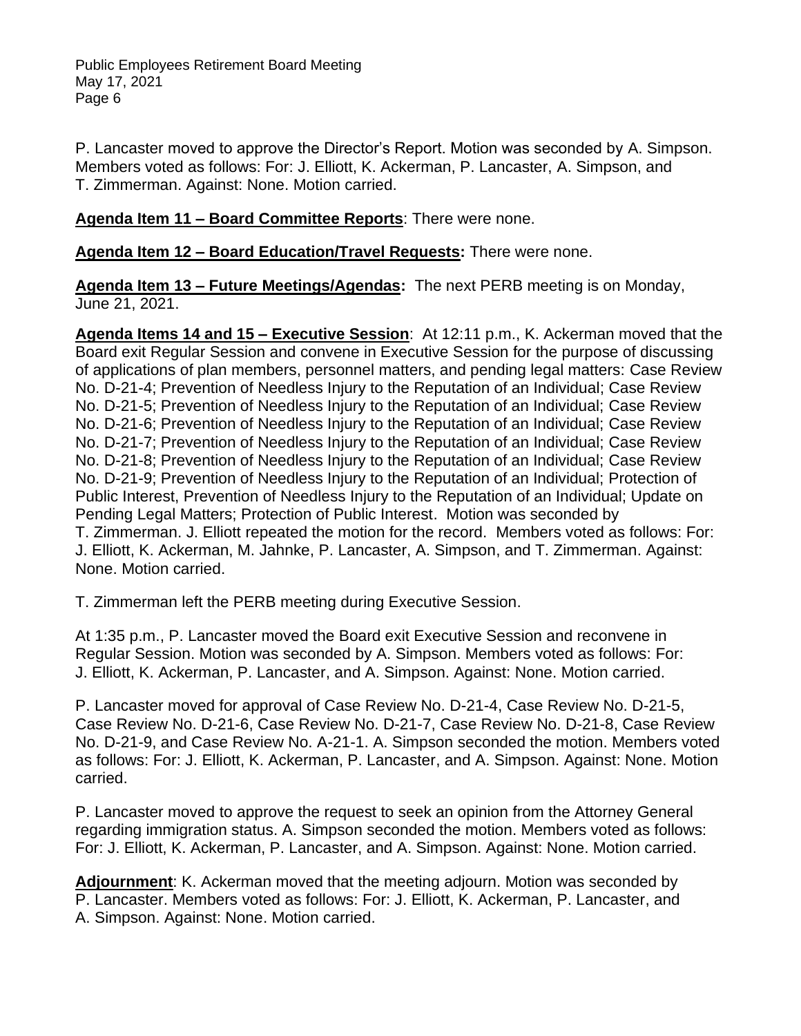P. Lancaster moved to approve the Director's Report. Motion was seconded by A. Simpson. Members voted as follows: For: J. Elliott, K. Ackerman, P. Lancaster, A. Simpson, and T. Zimmerman. Against: None. Motion carried.

**Agenda Item 11 – Board Committee Reports**: There were none.

**Agenda Item 12 – Board Education/Travel Requests:** There were none.

**Agenda Item 13 – Future Meetings/Agendas:** The next PERB meeting is on Monday, June 21, 2021.

**Agenda Items 14 and 15 – Executive Session**: At 12:11 p.m., K. Ackerman moved that the Board exit Regular Session and convene in Executive Session for the purpose of discussing of applications of plan members, personnel matters, and pending legal matters: Case Review No. D-21-4; Prevention of Needless Injury to the Reputation of an Individual; Case Review No. D-21-5; Prevention of Needless Injury to the Reputation of an Individual; Case Review No. D-21-6; Prevention of Needless Injury to the Reputation of an Individual; Case Review No. D-21-7; Prevention of Needless Injury to the Reputation of an Individual; Case Review No. D-21-8; Prevention of Needless Injury to the Reputation of an Individual; Case Review No. D-21-9; Prevention of Needless Injury to the Reputation of an Individual; Protection of Public Interest, Prevention of Needless Injury to the Reputation of an Individual; Update on Pending Legal Matters; Protection of Public Interest. Motion was seconded by T. Zimmerman. J. Elliott repeated the motion for the record. Members voted as follows: For: J. Elliott, K. Ackerman, M. Jahnke, P. Lancaster, A. Simpson, and T. Zimmerman. Against: None. Motion carried.

T. Zimmerman left the PERB meeting during Executive Session.

At 1:35 p.m., P. Lancaster moved the Board exit Executive Session and reconvene in Regular Session. Motion was seconded by A. Simpson. Members voted as follows: For: J. Elliott, K. Ackerman, P. Lancaster, and A. Simpson. Against: None. Motion carried.

P. Lancaster moved for approval of Case Review No. D-21-4, Case Review No. D-21-5, Case Review No. D-21-6, Case Review No. D-21-7, Case Review No. D-21-8, Case Review No. D-21-9, and Case Review No. A-21-1. A. Simpson seconded the motion. Members voted as follows: For: J. Elliott, K. Ackerman, P. Lancaster, and A. Simpson. Against: None. Motion carried.

P. Lancaster moved to approve the request to seek an opinion from the Attorney General regarding immigration status. A. Simpson seconded the motion. Members voted as follows: For: J. Elliott, K. Ackerman, P. Lancaster, and A. Simpson. Against: None. Motion carried.

**Adjournment**: K. Ackerman moved that the meeting adjourn. Motion was seconded by P. Lancaster. Members voted as follows: For: J. Elliott, K. Ackerman, P. Lancaster, and A. Simpson. Against: None. Motion carried.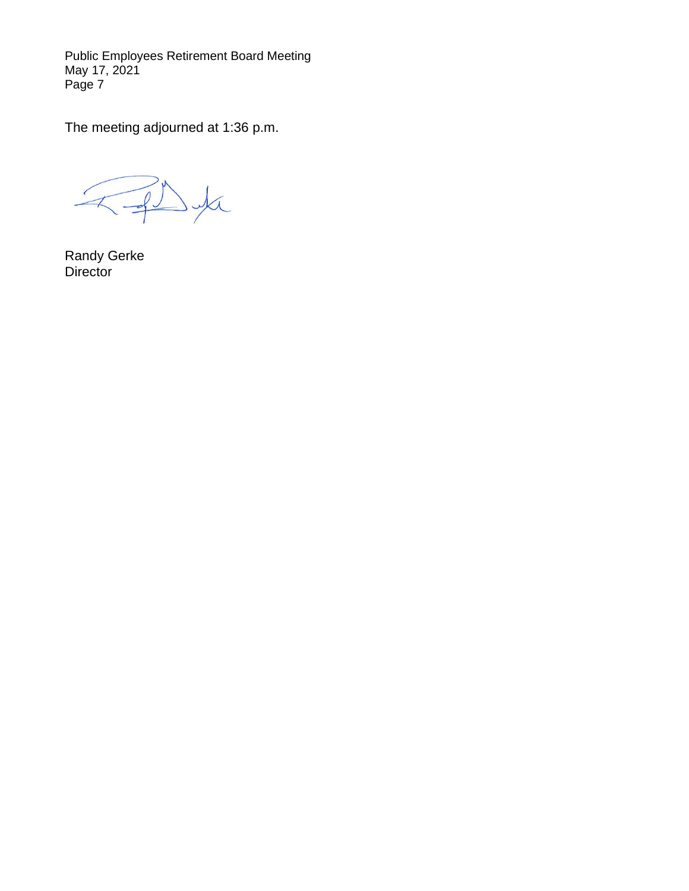The meeting adjourned at 1:36 p.m.

Randy Gerke
Director